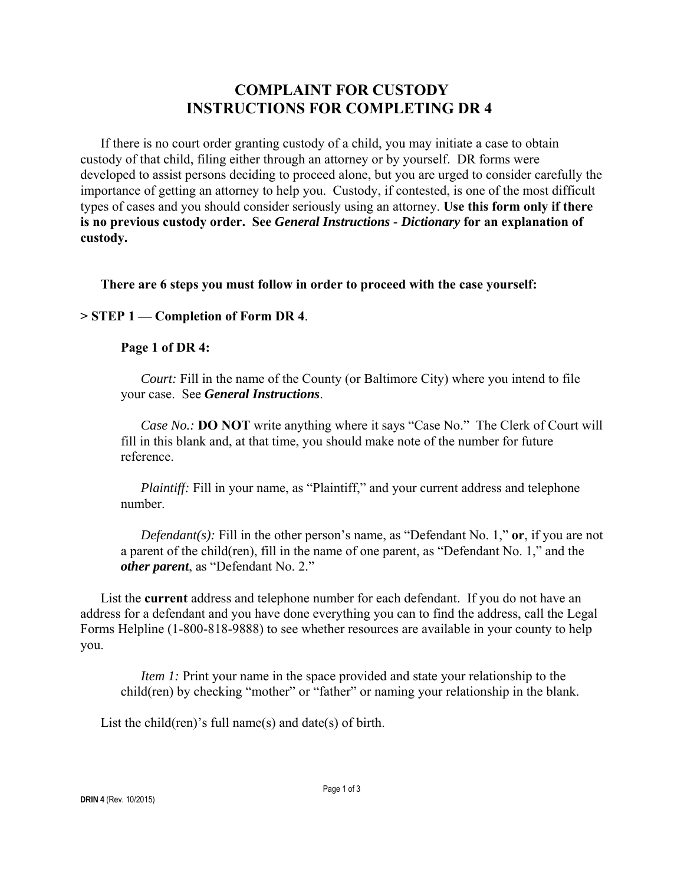# COMPLAINT FOR CUSTODY
# INSTRUCTIONS FOR COMPLETING DR 4

If there is no court order granting custody of a child, you may initiate a case to obtain custody of that child, filing either through an attorney or by yourself. DR forms were developed to assist persons deciding to proceed alone, but you are urged to consider carefully the importance of getting an attorney to help you. Custody, if contested, is one of the most difficult types of cases and you should consider seriously using an attorney. **Use this form only if there is no previous custody order. See *General Instructions - Dictionary* for an explanation of custody.**

**There are 6 steps you must follow in order to proceed with the case yourself:**

**> STEP 1 — Completion of Form DR 4**.

**Page 1 of DR 4:**

*Court:* Fill in the name of the County (or Baltimore City) where you intend to file your case. See ***General Instructions***.

*Case No.:* **DO NOT** write anything where it says "Case No." The Clerk of Court will fill in this blank and, at that time, you should make note of the number for future reference.

*Plaintiff:* Fill in your name, as "Plaintiff," and your current address and telephone number.

*Defendant(s):* Fill in the other person's name, as "Defendant No. 1," **or**, if you are not a parent of the child(ren), fill in the name of one parent, as "Defendant No. 1," and the ***other parent***, as "Defendant No. 2."

List the **current** address and telephone number for each defendant. If you do not have an address for a defendant and you have done everything you can to find the address, call the Legal Forms Helpline (1-800-818-9888) to see whether resources are available in your county to help you.

*Item 1:* Print your name in the space provided and state your relationship to the child(ren) by checking "mother" or "father" or naming your relationship in the blank.

List the child(ren)'s full name(s) and date(s) of birth.

**DRIN 4** (Rev. 10/2015)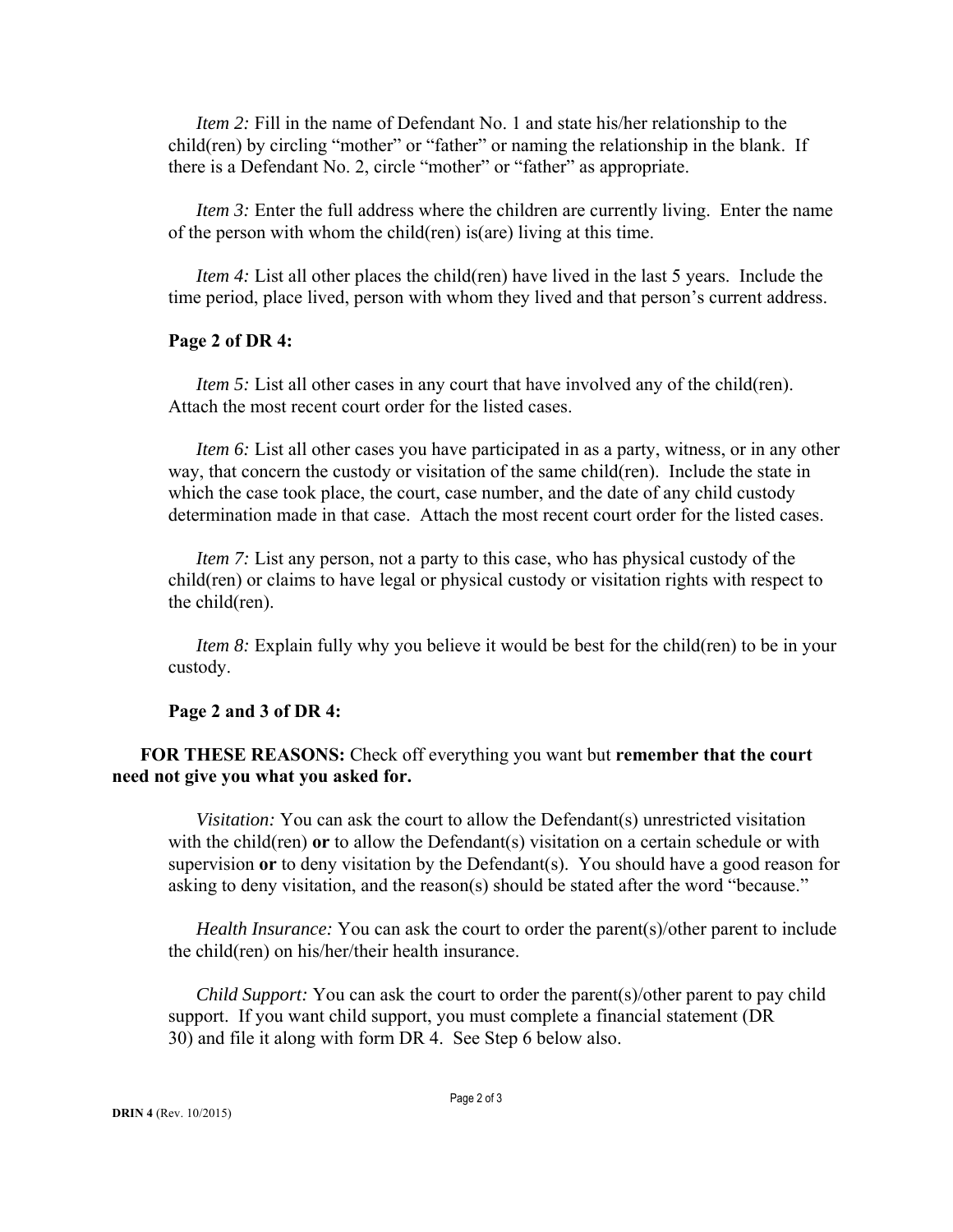*Item 2:* Fill in the name of Defendant No. 1 and state his/her relationship to the child(ren) by circling "mother" or "father" or naming the relationship in the blank. If there is a Defendant No. 2, circle "mother" or "father" as appropriate.

*Item 3:* Enter the full address where the children are currently living. Enter the name of the person with whom the child(ren) is(are) living at this time.

*Item 4:* List all other places the child(ren) have lived in the last 5 years. Include the time period, place lived, person with whom they lived and that person's current address.

**Page 2 of DR 4:**

*Item 5:* List all other cases in any court that have involved any of the child(ren). Attach the most recent court order for the listed cases.

*Item 6:* List all other cases you have participated in as a party, witness, or in any other way, that concern the custody or visitation of the same child(ren). Include the state in which the case took place, the court, case number, and the date of any child custody determination made in that case. Attach the most recent court order for the listed cases.

*Item 7:* List any person, not a party to this case, who has physical custody of the child(ren) or claims to have legal or physical custody or visitation rights with respect to the child(ren).

*Item 8:* Explain fully why you believe it would be best for the child(ren) to be in your custody.

**Page 2 and 3 of DR 4:**

**FOR THESE REASONS:** Check off everything you want but **remember that the court need not give you what you asked for.**

*Visitation:* You can ask the court to allow the Defendant(s) unrestricted visitation with the child(ren) **or** to allow the Defendant(s) visitation on a certain schedule or with supervision **or** to deny visitation by the Defendant(s). You should have a good reason for asking to deny visitation, and the reason(s) should be stated after the word "because."

*Health Insurance:* You can ask the court to order the parent(s)/other parent to include the child(ren) on his/her/their health insurance.

*Child Support:* You can ask the court to order the parent(s)/other parent to pay child support. If you want child support, you must complete a financial statement (DR 30) and file it along with form DR 4. See Step 6 below also.

**DRIN 4** (Rev. 10/2015)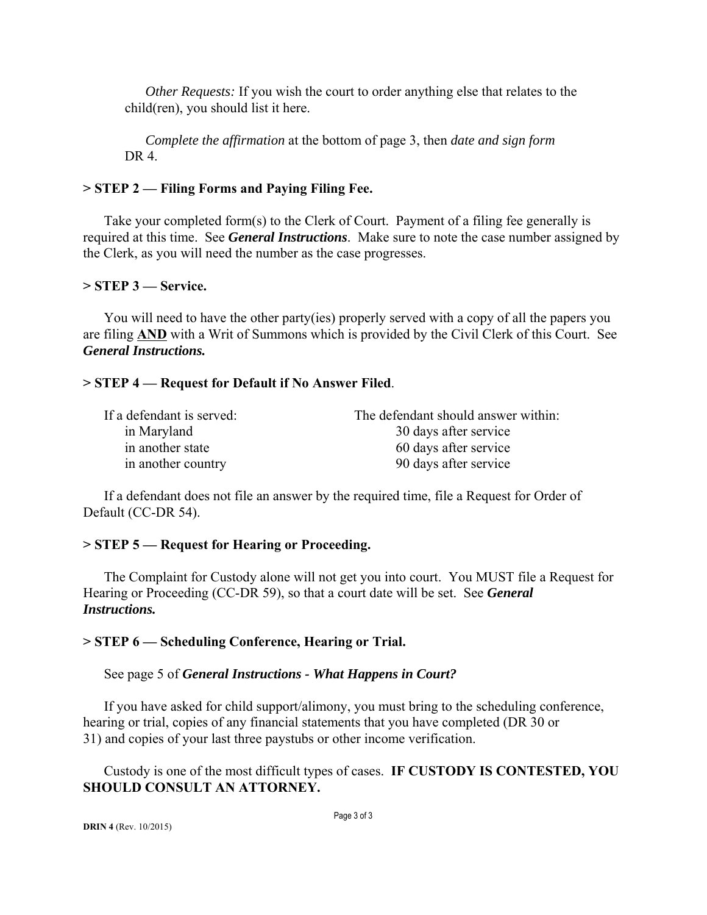*Other Requests:* If you wish the court to order anything else that relates to the child(ren), you should list it here.

*Complete the affirmation* at the bottom of page 3, then *date and sign form* DR 4.

**> STEP 2 — Filing Forms and Paying Filing Fee.**

Take your completed form(s) to the Clerk of Court. Payment of a filing fee generally is required at this time. See ***General Instructions***. Make sure to note the case number assigned by the Clerk, as you will need the number as the case progresses.

**> STEP 3 — Service.**

You will need to have the other party(ies) properly served with a copy of all the papers you are filing **AND** with a Writ of Summons which is provided by the Civil Clerk of this Court. See ***General Instructions.***

**> STEP 4 — Request for Default if No Answer Filed**.

| If a defendant is served: | The defendant should answer within: |
| --- | --- |
| in Maryland | 30 days after service |
| in another state | 60 days after service |
| in another country | 90 days after service |

If a defendant does not file an answer by the required time, file a Request for Order of Default (CC-DR 54).

**> STEP 5 — Request for Hearing or Proceeding.**

The Complaint for Custody alone will not get you into court. You MUST file a Request for Hearing or Proceeding (CC-DR 59), so that a court date will be set. See ***General Instructions.***

**> STEP 6 — Scheduling Conference, Hearing or Trial.**

See page 5 of ***General Instructions - What Happens in Court?***

If you have asked for child support/alimony, you must bring to the scheduling conference, hearing or trial, copies of any financial statements that you have completed (DR 30 or 31) and copies of your last three paystubs or other income verification.

Custody is one of the most difficult types of cases. **IF CUSTODY IS CONTESTED, YOU SHOULD CONSULT AN ATTORNEY.**

**DRIN 4** (Rev. 10/2015)